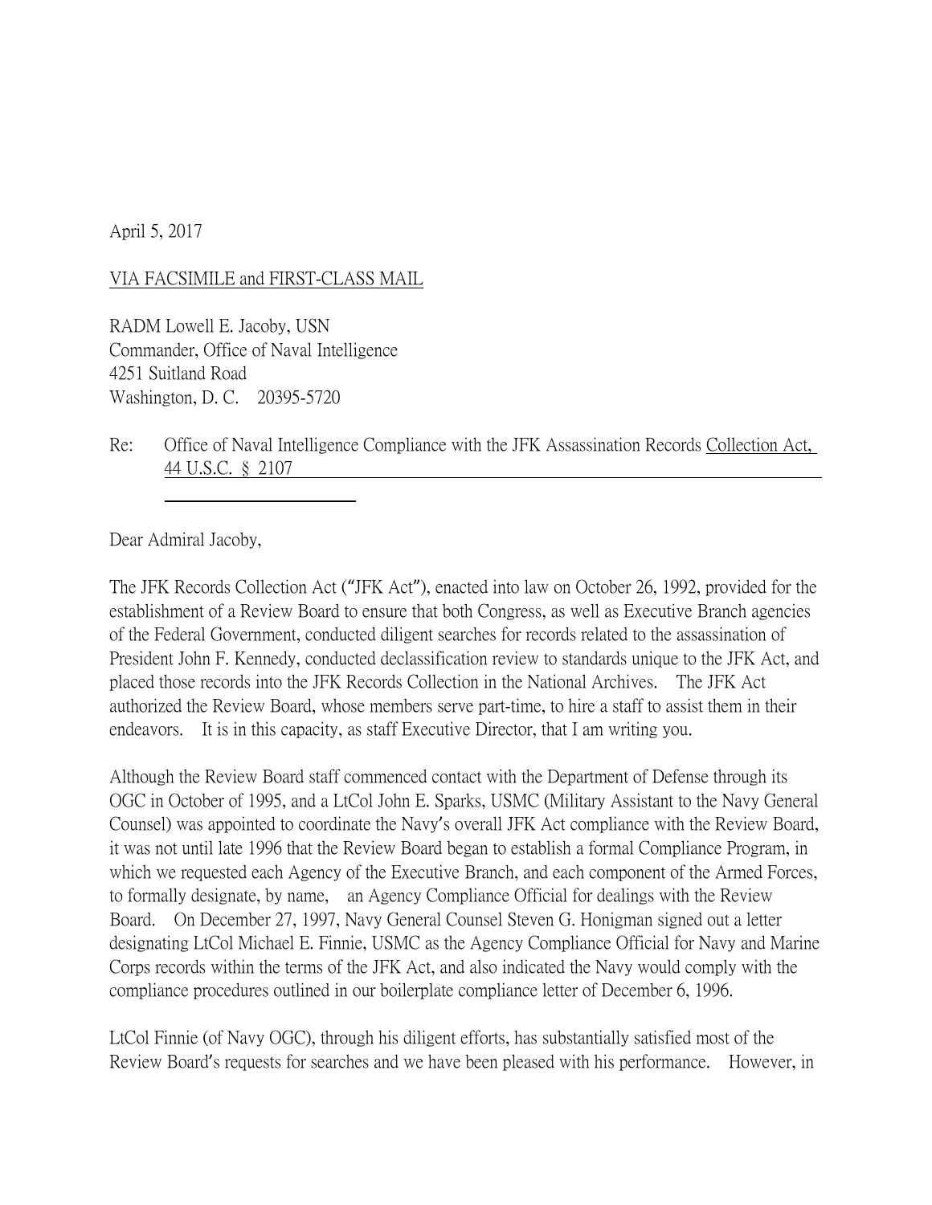April 5, 2017

VIA FACSIMILE and FIRST-CLASS MAIL

RADM Lowell E. Jacoby, USN
Commander, Office of Naval Intelligence
4251 Suitland Road
Washington, D. C. 20395-5720

Re: Office of Naval Intelligence Compliance with the JFK Assassination Records Collection Act, 44 U.S.C. § 2107

Dear Admiral Jacoby,

The JFK Records Collection Act ("JFK Act"), enacted into law on October 26, 1992, provided for the establishment of a Review Board to ensure that both Congress, as well as Executive Branch agencies of the Federal Government, conducted diligent searches for records related to the assassination of President John F. Kennedy, conducted declassification review to standards unique to the JFK Act, and placed those records into the JFK Records Collection in the National Archives. The JFK Act authorized the Review Board, whose members serve part-time, to hire a staff to assist them in their endeavors. It is in this capacity, as staff Executive Director, that I am writing you.

Although the Review Board staff commenced contact with the Department of Defense through its OGC in October of 1995, and a LtCol John E. Sparks, USMC (Military Assistant to the Navy General Counsel) was appointed to coordinate the Navy's overall JFK Act compliance with the Review Board, it was not until late 1996 that the Review Board began to establish a formal Compliance Program, in which we requested each Agency of the Executive Branch, and each component of the Armed Forces, to formally designate, by name, an Agency Compliance Official for dealings with the Review Board. On December 27, 1997, Navy General Counsel Steven G. Honigman signed out a letter designating LtCol Michael E. Finnie, USMC as the Agency Compliance Official for Navy and Marine Corps records within the terms of the JFK Act, and also indicated the Navy would comply with the compliance procedures outlined in our boilerplate compliance letter of December 6, 1996.

LtCol Finnie (of Navy OGC), through his diligent efforts, has substantially satisfied most of the Review Board's requests for searches and we have been pleased with his performance. However, in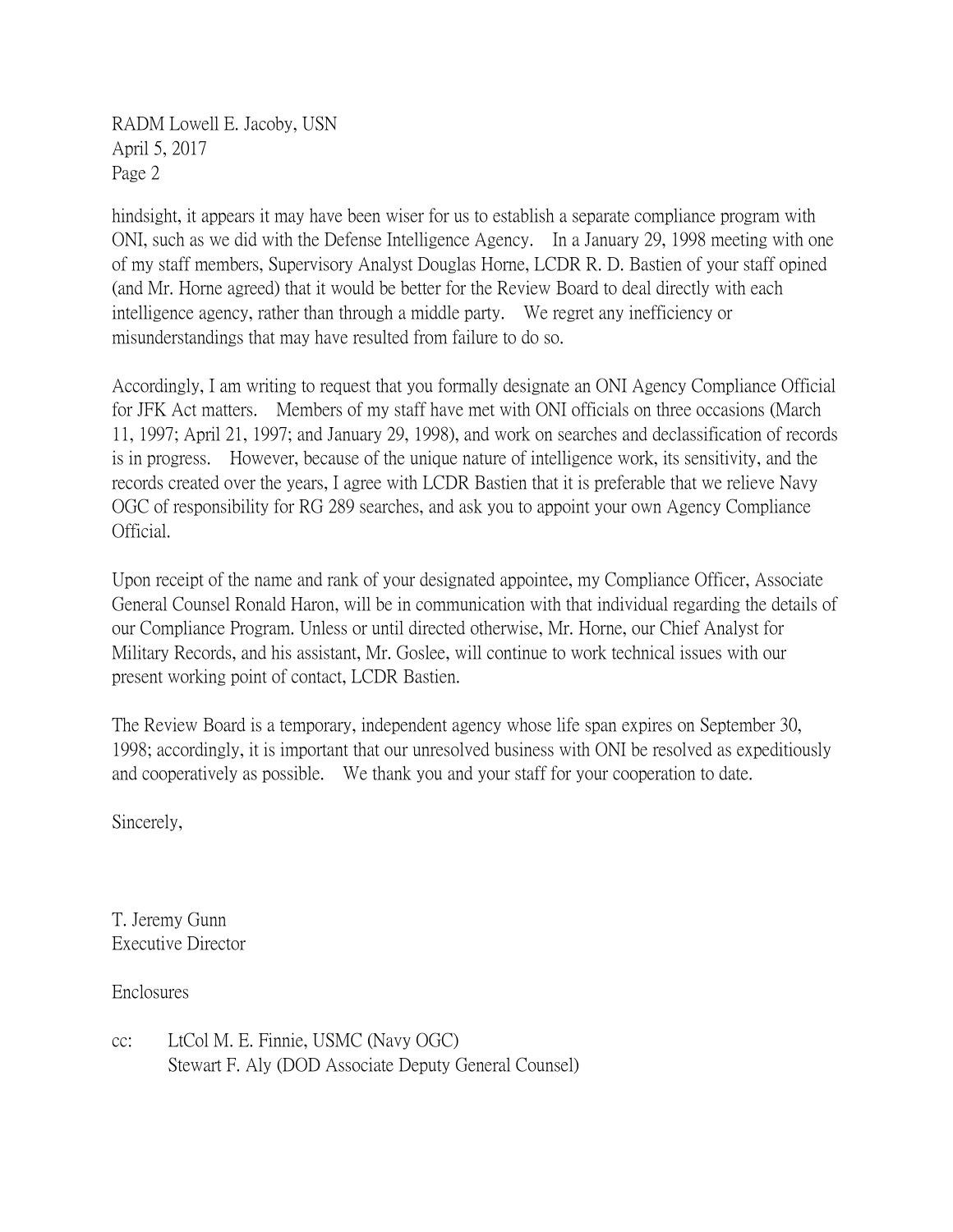hindsight, it appears it may have been wiser for us to establish a separate compliance program with ONI, such as we did with the Defense Intelligence Agency. In a January 29, 1998 meeting with one of my staff members, Supervisory Analyst Douglas Horne, LCDR R. D. Bastien of your staff opined (and Mr. Horne agreed) that it would be better for the Review Board to deal directly with each intelligence agency, rather than through a middle party. We regret any inefficiency or misunderstandings that may have resulted from failure to do so.

Accordingly, I am writing to request that you formally designate an ONI Agency Compliance Official for JFK Act matters. Members of my staff have met with ONI officials on three occasions (March 11, 1997; April 21, 1997; and January 29, 1998), and work on searches and declassification of records is in progress. However, because of the unique nature of intelligence work, its sensitivity, and the records created over the years, I agree with LCDR Bastien that it is preferable that we relieve Navy OGC of responsibility for RG 289 searches, and ask you to appoint your own Agency Compliance Official.

Upon receipt of the name and rank of your designated appointee, my Compliance Officer, Associate General Counsel Ronald Haron, will be in communication with that individual regarding the details of our Compliance Program. Unless or until directed otherwise, Mr. Horne, our Chief Analyst for Military Records, and his assistant, Mr. Goslee, will continue to work technical issues with our present working point of contact, LCDR Bastien.

The Review Board is a temporary, independent agency whose life span expires on September 30, 1998; accordingly, it is important that our unresolved business with ONI be resolved as expeditiously and cooperatively as possible. We thank you and your staff for your cooperation to date.

Sincerely,

T. Jeremy Gunn
Executive Director

Enclosures

cc: LtCol M. E. Finnie, USMC (Navy OGC)
Stewart F. Aly (DOD Associate Deputy General Counsel)